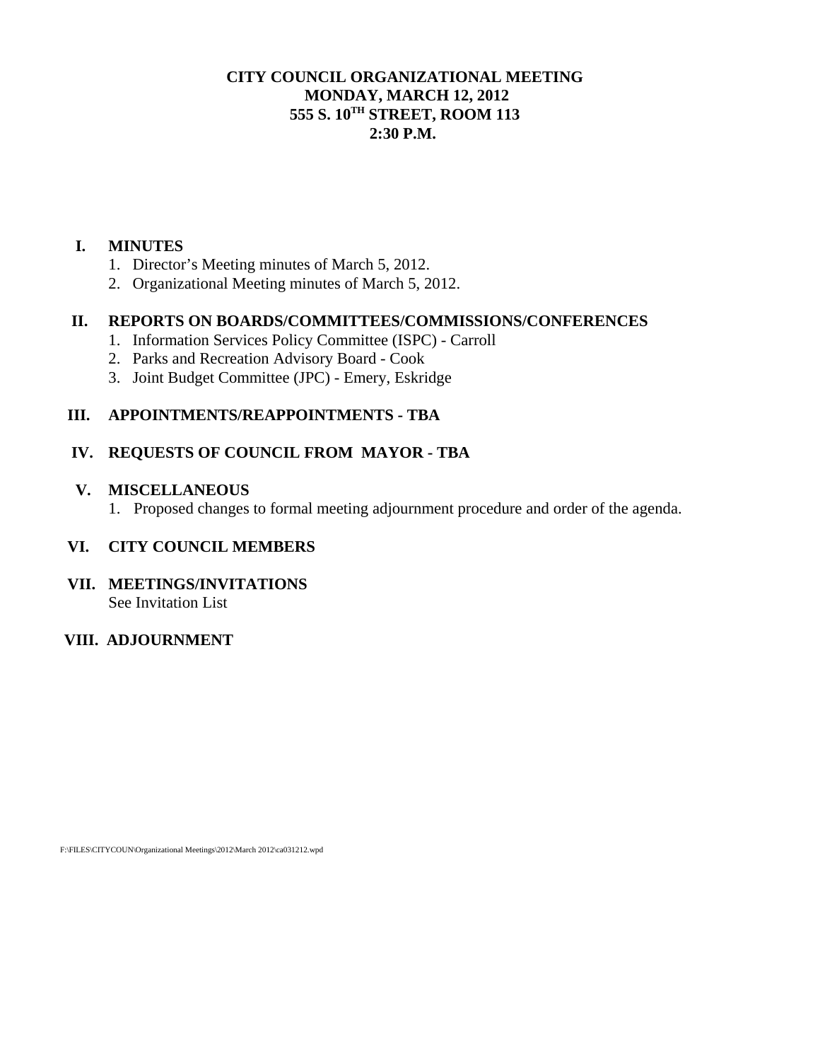# CITY COUNCIL ORGANIZATIONAL MEETING
## MONDAY, MARCH 12, 2012
## 555 S. 10TH STREET, ROOM 113
## 2:30 P.M.

**I. MINUTES**

1. Director's Meeting minutes of March 5, 2012.
2. Organizational Meeting minutes of March 5, 2012.

**II. REPORTS ON BOARDS/COMMITTEES/COMMISSIONS/CONFERENCES**

1. Information Services Policy Committee (ISPC) - Carroll
2. Parks and Recreation Advisory Board - Cook
3. Joint Budget Committee (JPC) - Emery, Eskridge

**III. APPOINTMENTS/REAPPOINTMENTS - TBA**

**IV. REQUESTS OF COUNCIL FROM MAYOR - TBA**

**V. MISCELLANEOUS**

1. Proposed changes to formal meeting adjournment procedure and order of the agenda.

**VI. CITY COUNCIL MEMBERS**

**VII. MEETINGS/INVITATIONS**

See Invitation List

**VIII. ADJOURNMENT**

F:\FILES\CITYCOUN\Organizational Meetings\2012\March 2012\ca031212.wpd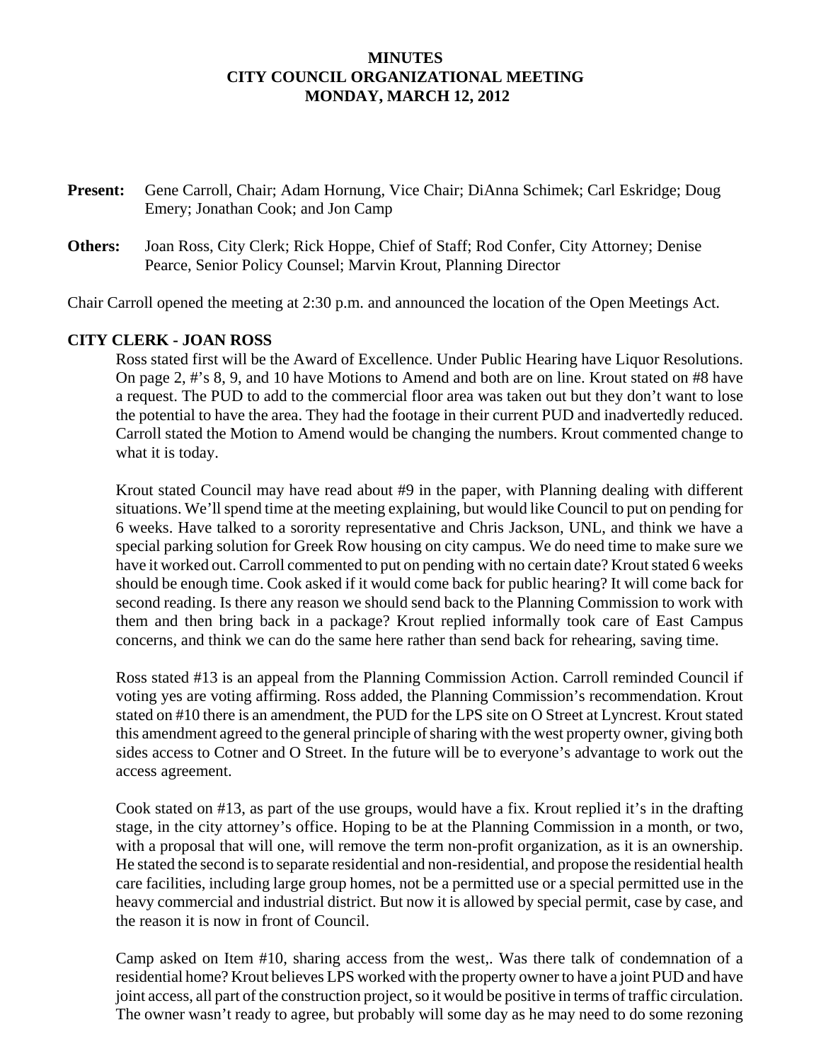**MINUTES**
**CITY COUNCIL ORGANIZATIONAL MEETING**
**MONDAY, MARCH 12, 2012**

**Present:** Gene Carroll, Chair; Adam Hornung, Vice Chair; DiAnna Schimek; Carl Eskridge; Doug Emery; Jonathan Cook; and Jon Camp

**Others:** Joan Ross, City Clerk; Rick Hoppe, Chief of Staff; Rod Confer, City Attorney; Denise Pearce, Senior Policy Counsel; Marvin Krout, Planning Director

Chair Carroll opened the meeting at 2:30 p.m. and announced the location of the Open Meetings Act.

## CITY CLERK - JOAN ROSS

Ross stated first will be the Award of Excellence. Under Public Hearing have Liquor Resolutions. On page 2, #'s 8, 9, and 10 have Motions to Amend and both are on line. Krout stated on #8 have a request. The PUD to add to the commercial floor area was taken out but they don't want to lose the potential to have the area. They had the footage in their current PUD and inadvertedly reduced. Carroll stated the Motion to Amend would be changing the numbers. Krout commented change to what it is today.

Krout stated Council may have read about #9 in the paper, with Planning dealing with different situations. We'll spend time at the meeting explaining, but would like Council to put on pending for 6 weeks. Have talked to a sorority representative and Chris Jackson, UNL, and think we have a special parking solution for Greek Row housing on city campus. We do need time to make sure we have it worked out. Carroll commented to put on pending with no certain date? Krout stated 6 weeks should be enough time. Cook asked if it would come back for public hearing? It will come back for second reading. Is there any reason we should send back to the Planning Commission to work with them and then bring back in a package? Krout replied informally took care of East Campus concerns, and think we can do the same here rather than send back for rehearing, saving time.

Ross stated #13 is an appeal from the Planning Commission Action. Carroll reminded Council if voting yes are voting affirming. Ross added, the Planning Commission's recommendation. Krout stated on #10 there is an amendment, the PUD for the LPS site on O Street at Lyncrest. Krout stated this amendment agreed to the general principle of sharing with the west property owner, giving both sides access to Cotner and O Street. In the future will be to everyone's advantage to work out the access agreement.

Cook stated on #13, as part of the use groups, would have a fix. Krout replied it's in the drafting stage, in the city attorney's office. Hoping to be at the Planning Commission in a month, or two, with a proposal that will one, will remove the term non-profit organization, as it is an ownership. He stated the second is to separate residential and non-residential, and propose the residential health care facilities, including large group homes, not be a permitted use or a special permitted use in the heavy commercial and industrial district. But now it is allowed by special permit, case by case, and the reason it is now in front of Council.

Camp asked on Item #10, sharing access from the west,. Was there talk of condemnation of a residential home? Krout believes LPS worked with the property owner to have a joint PUD and have joint access, all part of the construction project, so it would be positive in terms of traffic circulation. The owner wasn't ready to agree, but probably will some day as he may need to do some rezoning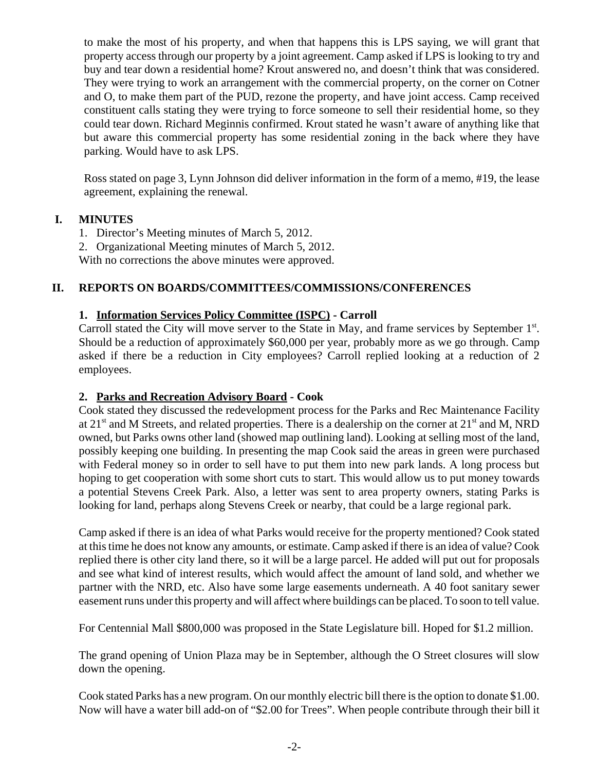to make the most of his property, and when that happens this is LPS saying, we will grant that property access through our property by a joint agreement. Camp asked if LPS is looking to try and buy and tear down a residential home? Krout answered no, and doesn't think that was considered. They were trying to work an arrangement with the commercial property, on the corner on Cotner and O, to make them part of the PUD, rezone the property, and have joint access. Camp received constituent calls stating they were trying to force someone to sell their residential home, so they could tear down. Richard Meginnis confirmed. Krout stated he wasn't aware of anything like that but aware this commercial property has some residential zoning in the back where they have parking. Would have to ask LPS.

Ross stated on page 3, Lynn Johnson did deliver information in the form of a memo, #19, the lease agreement, explaining the renewal.

## I. MINUTES

1. Director's Meeting minutes of March 5, 2012.
2. Organizational Meeting minutes of March 5, 2012.

With no corrections the above minutes were approved.

## II. REPORTS ON BOARDS/COMMITTEES/COMMISSIONS/CONFERENCES

### 1. Information Services Policy Committee (ISPC) - Carroll

Carroll stated the City will move server to the State in May, and frame services by September 1st. Should be a reduction of approximately $60,000 per year, probably more as we go through. Camp asked if there be a reduction in City employees? Carroll replied looking at a reduction of 2 employees.

### 2. Parks and Recreation Advisory Board - Cook

Cook stated they discussed the redevelopment process for the Parks and Rec Maintenance Facility at 21st and M Streets, and related properties. There is a dealership on the corner at 21st and M, NRD owned, but Parks owns other land (showed map outlining land). Looking at selling most of the land, possibly keeping one building. In presenting the map Cook said the areas in green were purchased with Federal money so in order to sell have to put them into new park lands. A long process but hoping to get cooperation with some short cuts to start. This would allow us to put money towards a potential Stevens Creek Park. Also, a letter was sent to area property owners, stating Parks is looking for land, perhaps along Stevens Creek or nearby, that could be a large regional park.

Camp asked if there is an idea of what Parks would receive for the property mentioned? Cook stated at this time he does not know any amounts, or estimate. Camp asked if there is an idea of value? Cook replied there is other city land there, so it will be a large parcel. He added will put out for proposals and see what kind of interest results, which would affect the amount of land sold, and whether we partner with the NRD, etc. Also have some large easements underneath. A 40 foot sanitary sewer easement runs under this property and will affect where buildings can be placed. To soon to tell value.

For Centennial Mall $800,000 was proposed in the State Legislature bill. Hoped for $1.2 million.

The grand opening of Union Plaza may be in September, although the O Street closures will slow down the opening.

Cook stated Parks has a new program. On our monthly electric bill there is the option to donate $1.00. Now will have a water bill add-on of "$2.00 for Trees". When people contribute through their bill it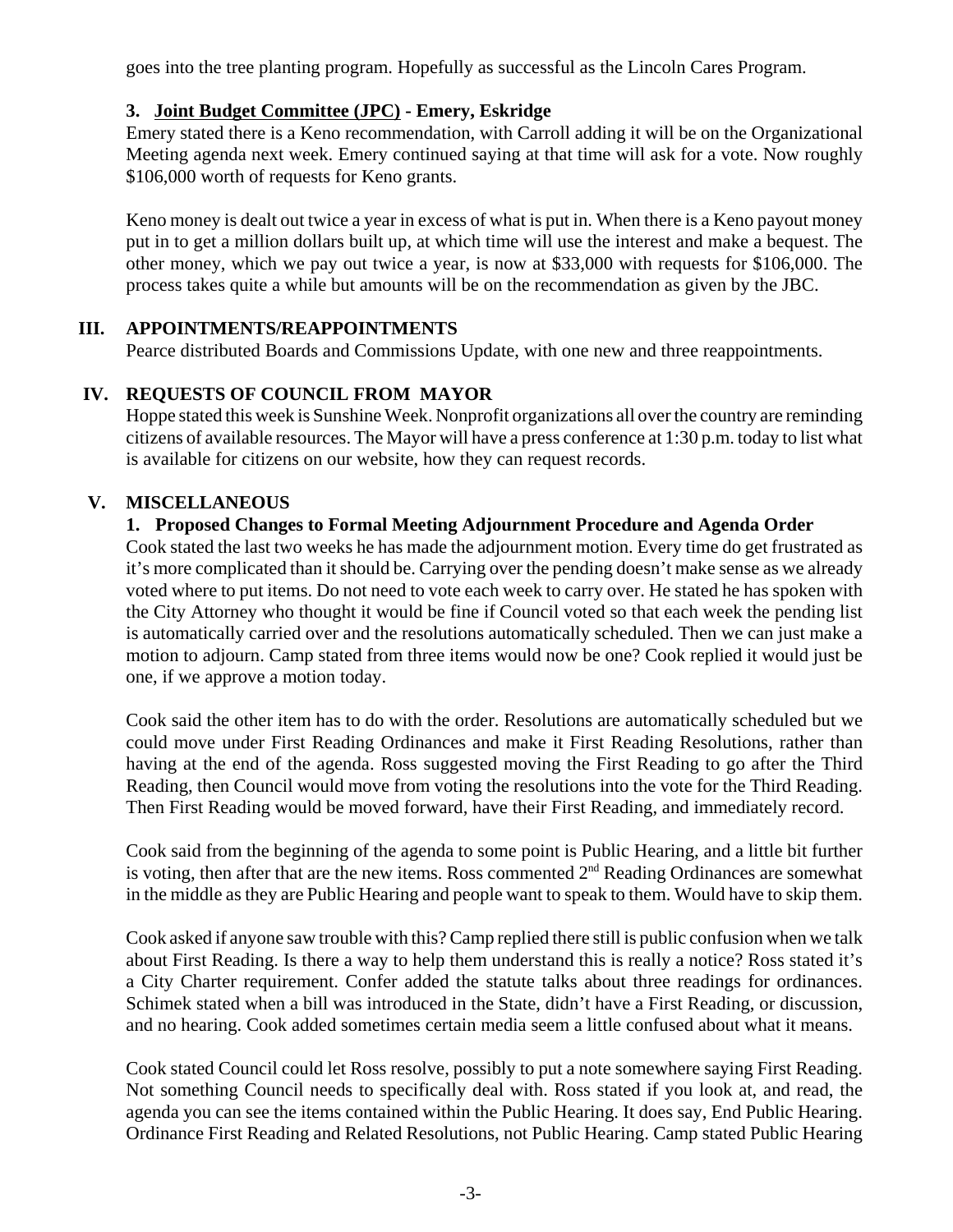goes into the tree planting program. Hopefully as successful as the Lincoln Cares Program.

### 3. Joint Budget Committee (JPC) - Emery, Eskridge

Emery stated there is a Keno recommendation, with Carroll adding it will be on the Organizational Meeting agenda next week. Emery continued saying at that time will ask for a vote. Now roughly $106,000 worth of requests for Keno grants.

Keno money is dealt out twice a year in excess of what is put in. When there is a Keno payout money put in to get a million dollars built up, at which time will use the interest and make a bequest. The other money, which we pay out twice a year, is now at $33,000 with requests for $106,000. The process takes quite a while but amounts will be on the recommendation as given by the JBC.

## III. APPOINTMENTS/REAPPOINTMENTS

Pearce distributed Boards and Commissions Update, with one new and three reappointments.

## IV. REQUESTS OF COUNCIL FROM MAYOR

Hoppe stated this week is Sunshine Week. Nonprofit organizations all over the country are reminding citizens of available resources. The Mayor will have a press conference at 1:30 p.m. today to list what is available for citizens on our website, how they can request records.

## V. MISCELLANEOUS

### 1. Proposed Changes to Formal Meeting Adjournment Procedure and Agenda Order

Cook stated the last two weeks he has made the adjournment motion. Every time do get frustrated as it's more complicated than it should be. Carrying over the pending doesn't make sense as we already voted where to put items. Do not need to vote each week to carry over. He stated he has spoken with the City Attorney who thought it would be fine if Council voted so that each week the pending list is automatically carried over and the resolutions automatically scheduled. Then we can just make a motion to adjourn. Camp stated from three items would now be one? Cook replied it would just be one, if we approve a motion today.

Cook said the other item has to do with the order. Resolutions are automatically scheduled but we could move under First Reading Ordinances and make it First Reading Resolutions, rather than having at the end of the agenda. Ross suggested moving the First Reading to go after the Third Reading, then Council would move from voting the resolutions into the vote for the Third Reading. Then First Reading would be moved forward, have their First Reading, and immediately record.

Cook said from the beginning of the agenda to some point is Public Hearing, and a little bit further is voting, then after that are the new items. Ross commented 2nd Reading Ordinances are somewhat in the middle as they are Public Hearing and people want to speak to them. Would have to skip them.

Cook asked if anyone saw trouble with this? Camp replied there still is public confusion when we talk about First Reading. Is there a way to help them understand this is really a notice? Ross stated it's a City Charter requirement. Confer added the statute talks about three readings for ordinances. Schimek stated when a bill was introduced in the State, didn't have a First Reading, or discussion, and no hearing. Cook added sometimes certain media seem a little confused about what it means.

Cook stated Council could let Ross resolve, possibly to put a note somewhere saying First Reading. Not something Council needs to specifically deal with. Ross stated if you look at, and read, the agenda you can see the items contained within the Public Hearing. It does say, End Public Hearing. Ordinance First Reading and Related Resolutions, not Public Hearing. Camp stated Public Hearing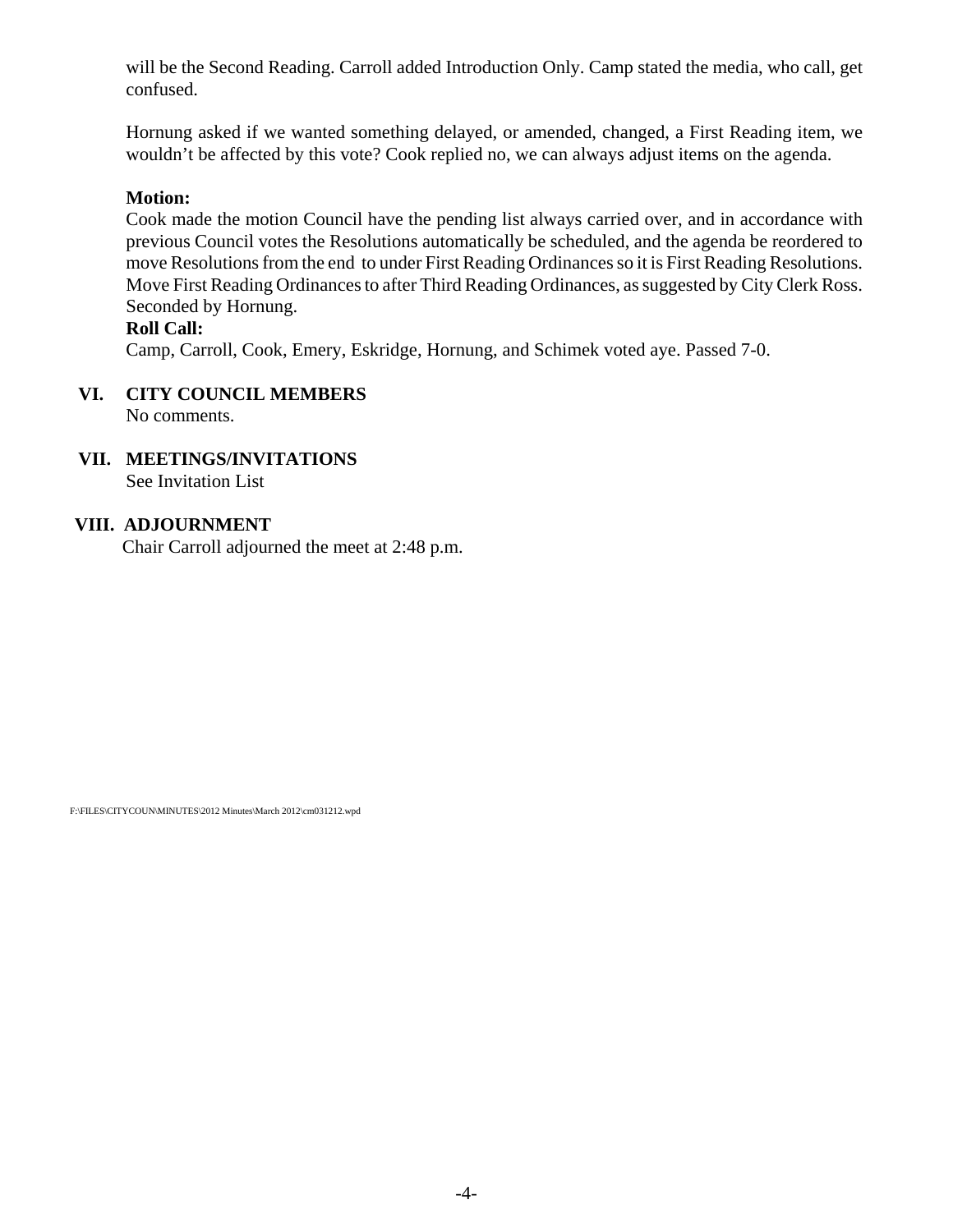will be the Second Reading. Carroll added Introduction Only. Camp stated the media, who call, get confused.

Hornung asked if we wanted something delayed, or amended, changed, a First Reading item, we wouldn't be affected by this vote? Cook replied no, we can always adjust items on the agenda.

**Motion:**
Cook made the motion Council have the pending list always carried over, and in accordance with previous Council votes the Resolutions automatically be scheduled, and the agenda be reordered to move Resolutions from the end to under First Reading Ordinances so it is First Reading Resolutions. Move First Reading Ordinances to after Third Reading Ordinances, as suggested by City Clerk Ross. Seconded by Hornung.
**Roll Call:**
Camp, Carroll, Cook, Emery, Eskridge, Hornung, and Schimek voted aye. Passed 7-0.

## VI. CITY COUNCIL MEMBERS
No comments.

## VII. MEETINGS/INVITATIONS
See Invitation List

## VIII. ADJOURNMENT
Chair Carroll adjourned the meet at 2:48 p.m.

F:\FILES\CITYCOUN\MINUTES\2012 Minutes\March 2012\cm031212.wpd